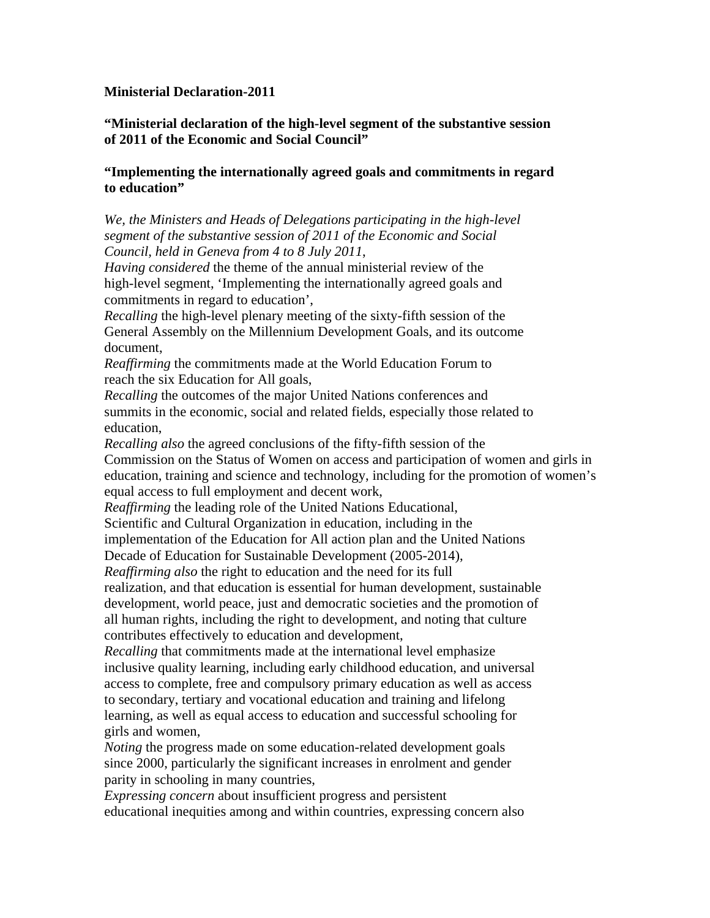**Ministerial Declaration-2011**

**“Ministerial declaration of the high-level segment of the substantive session of 2011 of the Economic and Social Council”**

**“Implementing the internationally agreed goals and commitments in regard to education”**

*We, the Ministers and Heads of Delegations participating in the high-level segment of the substantive session of 2011 of the Economic and Social Council, held in Geneva from 4 to 8 July 2011*,

*Having considered* the theme of the annual ministerial review of the high-level segment, ‘Implementing the internationally agreed goals and commitments in regard to education’,

*Recalling* the high-level plenary meeting of the sixty-fifth session of the General Assembly on the Millennium Development Goals, and its outcome document,

*Reaffirming* the commitments made at the World Education Forum to reach the six Education for All goals,

*Recalling* the outcomes of the major United Nations conferences and summits in the economic, social and related fields, especially those related to education,

*Recalling also* the agreed conclusions of the fifty-fifth session of the Commission on the Status of Women on access and participation of women and girls in education, training and science and technology, including for the promotion of women’s equal access to full employment and decent work,

*Reaffirming* the leading role of the United Nations Educational, Scientific and Cultural Organization in education, including in the implementation of the Education for All action plan and the United Nations Decade of Education for Sustainable Development (2005-2014),

*Reaffirming also* the right to education and the need for its full realization, and that education is essential for human development, sustainable development, world peace, just and democratic societies and the promotion of all human rights, including the right to development, and noting that culture contributes effectively to education and development,

*Recalling* that commitments made at the international level emphasize inclusive quality learning, including early childhood education, and universal access to complete, free and compulsory primary education as well as access to secondary, tertiary and vocational education and training and lifelong learning, as well as equal access to education and successful schooling for girls and women,

*Noting* the progress made on some education-related development goals since 2000, particularly the significant increases in enrolment and gender parity in schooling in many countries,

*Expressing concern* about insufficient progress and persistent educational inequities among and within countries, expressing concern also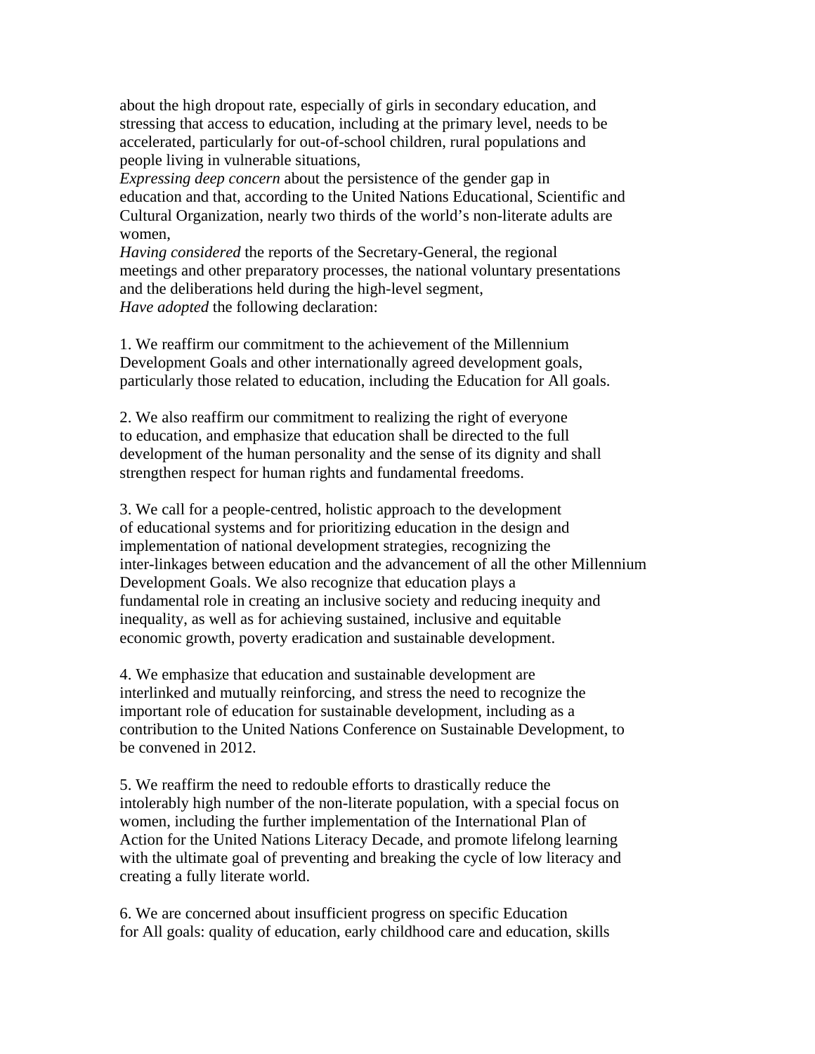about the high dropout rate, especially of girls in secondary education, and stressing that access to education, including at the primary level, needs to be accelerated, particularly for out-of-school children, rural populations and people living in vulnerable situations,

*Expressing deep concern* about the persistence of the gender gap in education and that, according to the United Nations Educational, Scientific and Cultural Organization, nearly two thirds of the world's non-literate adults are women,

*Having considered* the reports of the Secretary-General, the regional meetings and other preparatory processes, the national voluntary presentations and the deliberations held during the high-level segment,

*Have adopted* the following declaration:

1. We reaffirm our commitment to the achievement of the Millennium Development Goals and other internationally agreed development goals, particularly those related to education, including the Education for All goals.

2. We also reaffirm our commitment to realizing the right of everyone to education, and emphasize that education shall be directed to the full development of the human personality and the sense of its dignity and shall strengthen respect for human rights and fundamental freedoms.

3. We call for a people-centred, holistic approach to the development of educational systems and for prioritizing education in the design and implementation of national development strategies, recognizing the inter-linkages between education and the advancement of all the other Millennium Development Goals. We also recognize that education plays a fundamental role in creating an inclusive society and reducing inequity and inequality, as well as for achieving sustained, inclusive and equitable economic growth, poverty eradication and sustainable development.

4. We emphasize that education and sustainable development are interlinked and mutually reinforcing, and stress the need to recognize the important role of education for sustainable development, including as a contribution to the United Nations Conference on Sustainable Development, to be convened in 2012.

5. We reaffirm the need to redouble efforts to drastically reduce the intolerably high number of the non-literate population, with a special focus on women, including the further implementation of the International Plan of Action for the United Nations Literacy Decade, and promote lifelong learning with the ultimate goal of preventing and breaking the cycle of low literacy and creating a fully literate world.

6. We are concerned about insufficient progress on specific Education for All goals: quality of education, early childhood care and education, skills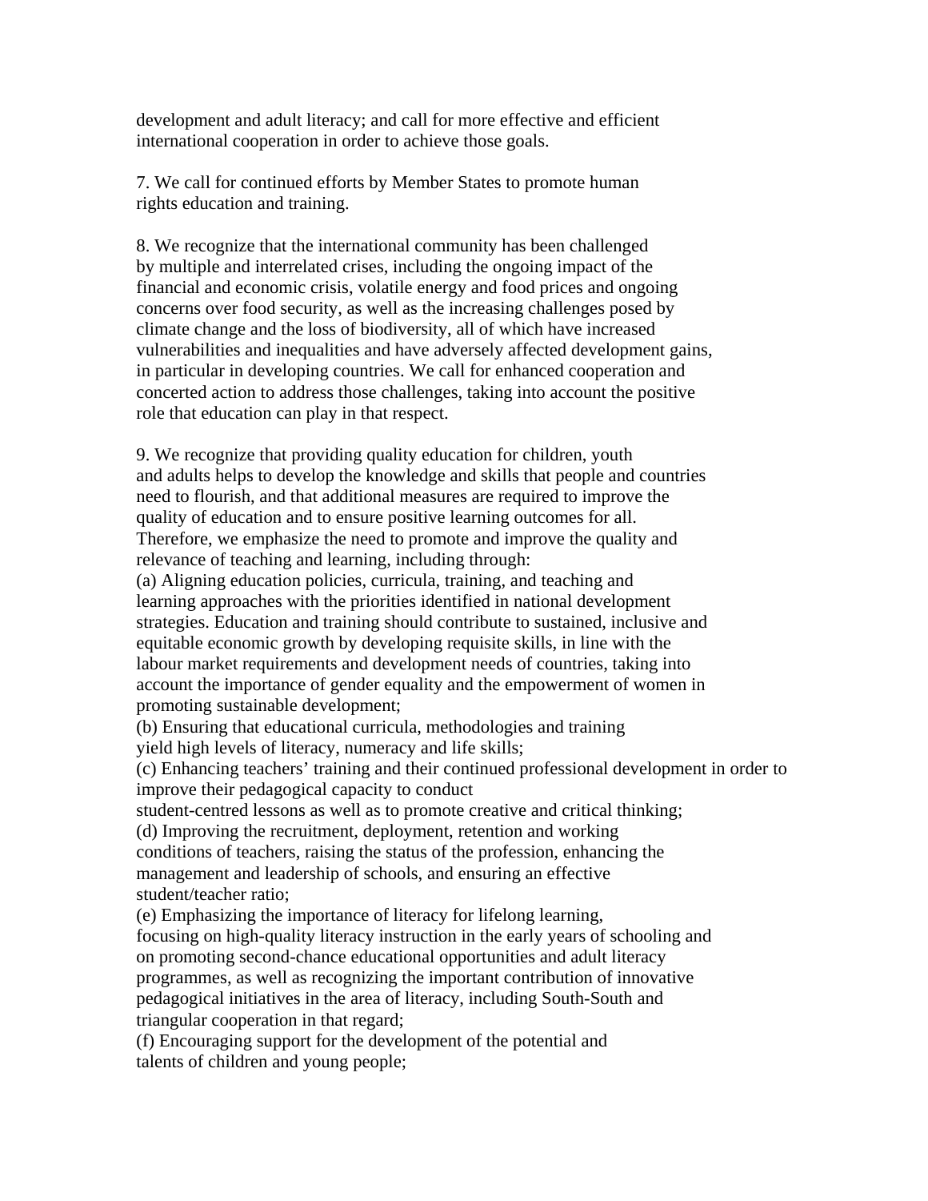development and adult literacy; and call for more effective and efficient international cooperation in order to achieve those goals.

7. We call for continued efforts by Member States to promote human rights education and training.

8. We recognize that the international community has been challenged by multiple and interrelated crises, including the ongoing impact of the financial and economic crisis, volatile energy and food prices and ongoing concerns over food security, as well as the increasing challenges posed by climate change and the loss of biodiversity, all of which have increased vulnerabilities and inequalities and have adversely affected development gains, in particular in developing countries. We call for enhanced cooperation and concerted action to address those challenges, taking into account the positive role that education can play in that respect.

9. We recognize that providing quality education for children, youth and adults helps to develop the knowledge and skills that people and countries need to flourish, and that additional measures are required to improve the quality of education and to ensure positive learning outcomes for all. Therefore, we emphasize the need to promote and improve the quality and relevance of teaching and learning, including through:

(a) Aligning education policies, curricula, training, and teaching and learning approaches with the priorities identified in national development strategies. Education and training should contribute to sustained, inclusive and equitable economic growth by developing requisite skills, in line with the labour market requirements and development needs of countries, taking into account the importance of gender equality and the empowerment of women in promoting sustainable development;

(b) Ensuring that educational curricula, methodologies and training yield high levels of literacy, numeracy and life skills;

(c) Enhancing teachers' training and their continued professional development in order to improve their pedagogical capacity to conduct student-centred lessons as well as to promote creative and critical thinking;

(d) Improving the recruitment, deployment, retention and working conditions of teachers, raising the status of the profession, enhancing the management and leadership of schools, and ensuring an effective student/teacher ratio;

(e) Emphasizing the importance of literacy for lifelong learning, focusing on high-quality literacy instruction in the early years of schooling and on promoting second-chance educational opportunities and adult literacy programmes, as well as recognizing the important contribution of innovative pedagogical initiatives in the area of literacy, including South-South and triangular cooperation in that regard;

(f) Encouraging support for the development of the potential and talents of children and young people;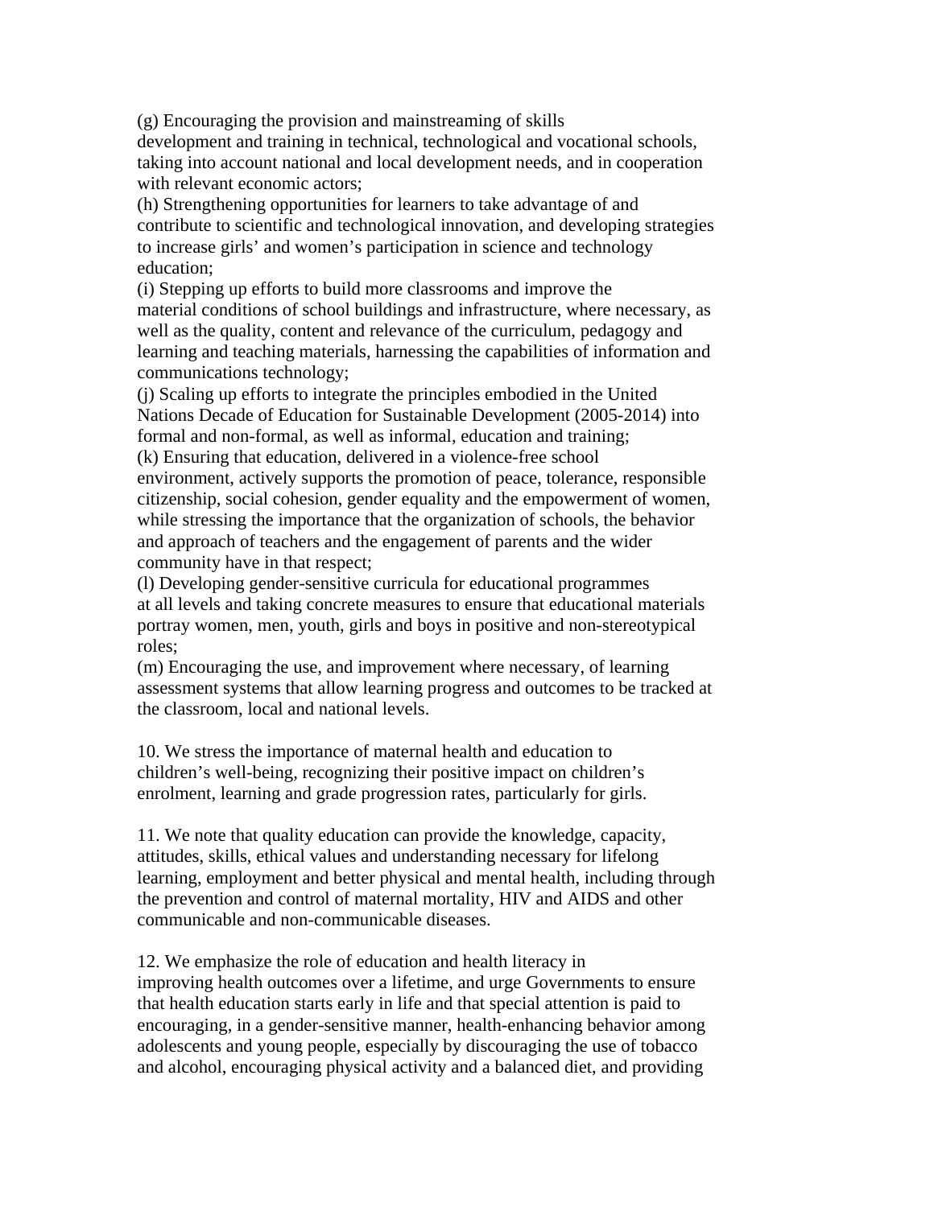(g) Encouraging the provision and mainstreaming of skills development and training in technical, technological and vocational schools, taking into account national and local development needs, and in cooperation with relevant economic actors;

(h) Strengthening opportunities for learners to take advantage of and contribute to scientific and technological innovation, and developing strategies to increase girls' and women's participation in science and technology education;

(i) Stepping up efforts to build more classrooms and improve the material conditions of school buildings and infrastructure, where necessary, as well as the quality, content and relevance of the curriculum, pedagogy and learning and teaching materials, harnessing the capabilities of information and communications technology;

(j) Scaling up efforts to integrate the principles embodied in the United Nations Decade of Education for Sustainable Development (2005-2014) into formal and non-formal, as well as informal, education and training;

(k) Ensuring that education, delivered in a violence-free school environment, actively supports the promotion of peace, tolerance, responsible citizenship, social cohesion, gender equality and the empowerment of women, while stressing the importance that the organization of schools, the behavior and approach of teachers and the engagement of parents and the wider community have in that respect;

(l) Developing gender-sensitive curricula for educational programmes at all levels and taking concrete measures to ensure that educational materials portray women, men, youth, girls and boys in positive and non-stereotypical roles;

(m) Encouraging the use, and improvement where necessary, of learning assessment systems that allow learning progress and outcomes to be tracked at the classroom, local and national levels.

10. We stress the importance of maternal health and education to children's well-being, recognizing their positive impact on children's enrolment, learning and grade progression rates, particularly for girls.

11. We note that quality education can provide the knowledge, capacity, attitudes, skills, ethical values and understanding necessary for lifelong learning, employment and better physical and mental health, including through the prevention and control of maternal mortality, HIV and AIDS and other communicable and non-communicable diseases.

12. We emphasize the role of education and health literacy in improving health outcomes over a lifetime, and urge Governments to ensure that health education starts early in life and that special attention is paid to encouraging, in a gender-sensitive manner, health-enhancing behavior among adolescents and young people, especially by discouraging the use of tobacco and alcohol, encouraging physical activity and a balanced diet, and providing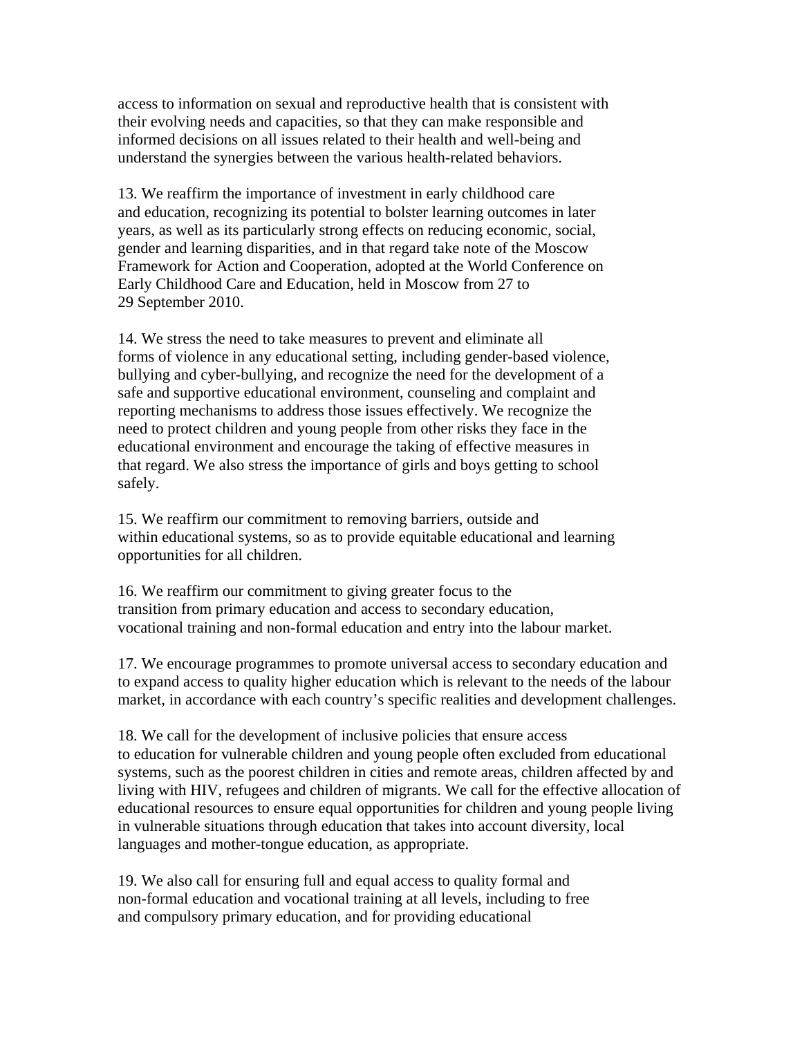access to information on sexual and reproductive health that is consistent with their evolving needs and capacities, so that they can make responsible and informed decisions on all issues related to their health and well-being and understand the synergies between the various health-related behaviors.

13. We reaffirm the importance of investment in early childhood care and education, recognizing its potential to bolster learning outcomes in later years, as well as its particularly strong effects on reducing economic, social, gender and learning disparities, and in that regard take note of the Moscow Framework for Action and Cooperation, adopted at the World Conference on Early Childhood Care and Education, held in Moscow from 27 to 29 September 2010.

14. We stress the need to take measures to prevent and eliminate all forms of violence in any educational setting, including gender-based violence, bullying and cyber-bullying, and recognize the need for the development of a safe and supportive educational environment, counseling and complaint and reporting mechanisms to address those issues effectively. We recognize the need to protect children and young people from other risks they face in the educational environment and encourage the taking of effective measures in that regard. We also stress the importance of girls and boys getting to school safely.

15. We reaffirm our commitment to removing barriers, outside and within educational systems, so as to provide equitable educational and learning opportunities for all children.

16. We reaffirm our commitment to giving greater focus to the transition from primary education and access to secondary education, vocational training and non-formal education and entry into the labour market.

17. We encourage programmes to promote universal access to secondary education and to expand access to quality higher education which is relevant to the needs of the labour market, in accordance with each country's specific realities and development challenges.

18. We call for the development of inclusive policies that ensure access to education for vulnerable children and young people often excluded from educational systems, such as the poorest children in cities and remote areas, children affected by and living with HIV, refugees and children of migrants. We call for the effective allocation of educational resources to ensure equal opportunities for children and young people living in vulnerable situations through education that takes into account diversity, local languages and mother-tongue education, as appropriate.

19. We also call for ensuring full and equal access to quality formal and non-formal education and vocational training at all levels, including to free and compulsory primary education, and for providing educational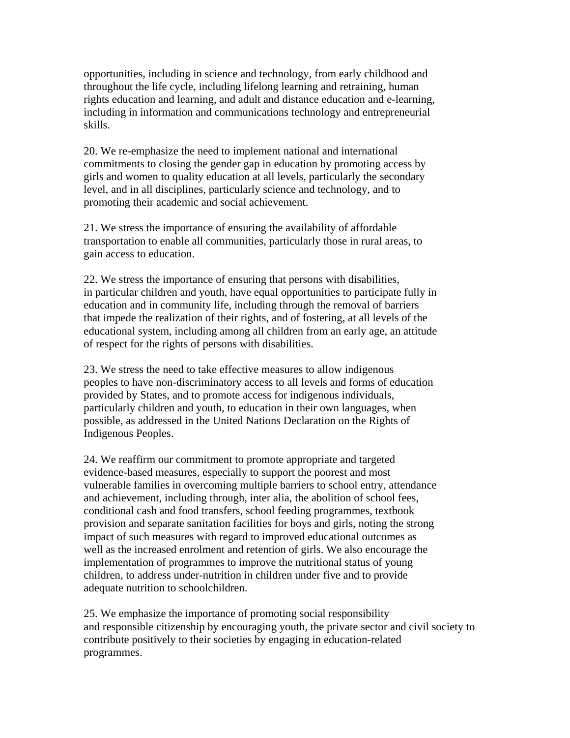opportunities, including in science and technology, from early childhood and throughout the life cycle, including lifelong learning and retraining, human rights education and learning, and adult and distance education and e-learning, including in information and communications technology and entrepreneurial skills.

20. We re-emphasize the need to implement national and international commitments to closing the gender gap in education by promoting access by girls and women to quality education at all levels, particularly the secondary level, and in all disciplines, particularly science and technology, and to promoting their academic and social achievement.

21. We stress the importance of ensuring the availability of affordable transportation to enable all communities, particularly those in rural areas, to gain access to education.

22. We stress the importance of ensuring that persons with disabilities, in particular children and youth, have equal opportunities to participate fully in education and in community life, including through the removal of barriers that impede the realization of their rights, and of fostering, at all levels of the educational system, including among all children from an early age, an attitude of respect for the rights of persons with disabilities.

23. We stress the need to take effective measures to allow indigenous peoples to have non-discriminatory access to all levels and forms of education provided by States, and to promote access for indigenous individuals, particularly children and youth, to education in their own languages, when possible, as addressed in the United Nations Declaration on the Rights of Indigenous Peoples.

24. We reaffirm our commitment to promote appropriate and targeted evidence-based measures, especially to support the poorest and most vulnerable families in overcoming multiple barriers to school entry, attendance and achievement, including through, inter alia, the abolition of school fees, conditional cash and food transfers, school feeding programmes, textbook provision and separate sanitation facilities for boys and girls, noting the strong impact of such measures with regard to improved educational outcomes as well as the increased enrolment and retention of girls. We also encourage the implementation of programmes to improve the nutritional status of young children, to address under-nutrition in children under five and to provide adequate nutrition to schoolchildren.

25. We emphasize the importance of promoting social responsibility and responsible citizenship by encouraging youth, the private sector and civil society to contribute positively to their societies by engaging in education-related programmes.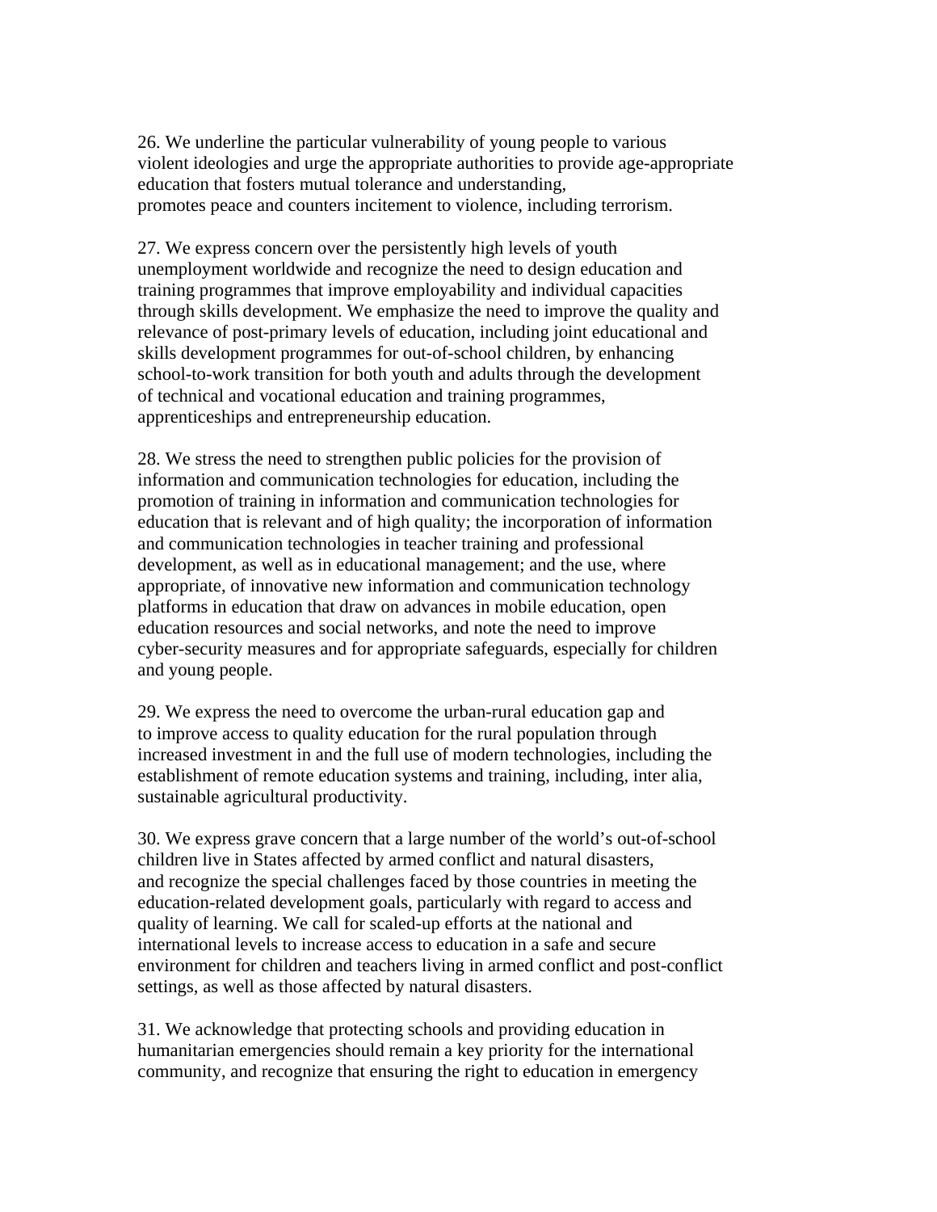26. We underline the particular vulnerability of young people to various violent ideologies and urge the appropriate authorities to provide age-appropriate education that fosters mutual tolerance and understanding, promotes peace and counters incitement to violence, including terrorism.

27. We express concern over the persistently high levels of youth unemployment worldwide and recognize the need to design education and training programmes that improve employability and individual capacities through skills development. We emphasize the need to improve the quality and relevance of post-primary levels of education, including joint educational and skills development programmes for out-of-school children, by enhancing school-to-work transition for both youth and adults through the development of technical and vocational education and training programmes, apprenticeships and entrepreneurship education.

28. We stress the need to strengthen public policies for the provision of information and communication technologies for education, including the promotion of training in information and communication technologies for education that is relevant and of high quality; the incorporation of information and communication technologies in teacher training and professional development, as well as in educational management; and the use, where appropriate, of innovative new information and communication technology platforms in education that draw on advances in mobile education, open education resources and social networks, and note the need to improve cyber-security measures and for appropriate safeguards, especially for children and young people.

29. We express the need to overcome the urban-rural education gap and to improve access to quality education for the rural population through increased investment in and the full use of modern technologies, including the establishment of remote education systems and training, including, inter alia, sustainable agricultural productivity.

30. We express grave concern that a large number of the world's out-of-school children live in States affected by armed conflict and natural disasters, and recognize the special challenges faced by those countries in meeting the education-related development goals, particularly with regard to access and quality of learning. We call for scaled-up efforts at the national and international levels to increase access to education in a safe and secure environment for children and teachers living in armed conflict and post-conflict settings, as well as those affected by natural disasters.

31. We acknowledge that protecting schools and providing education in humanitarian emergencies should remain a key priority for the international community, and recognize that ensuring the right to education in emergency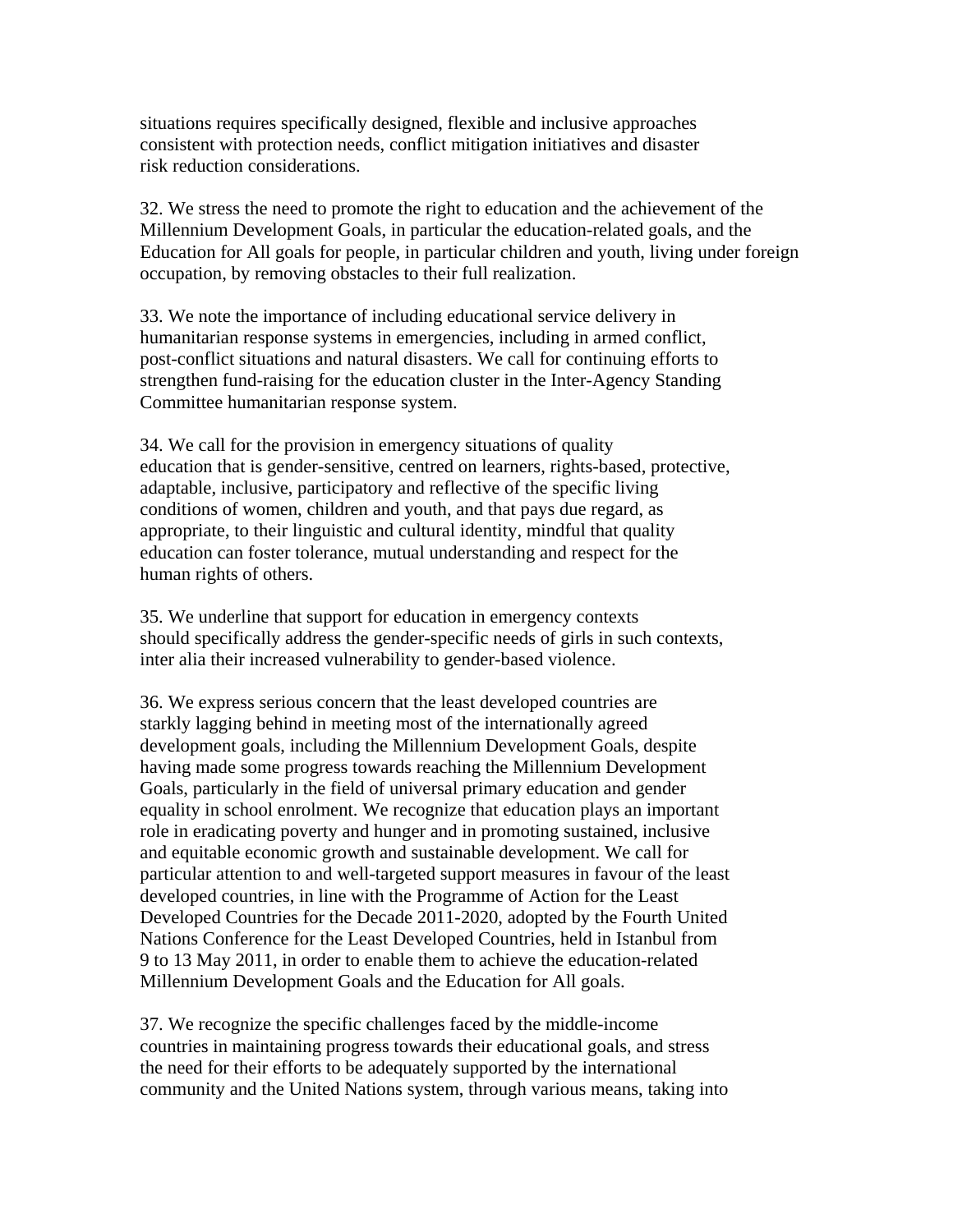situations requires specifically designed, flexible and inclusive approaches consistent with protection needs, conflict mitigation initiatives and disaster risk reduction considerations.

32. We stress the need to promote the right to education and the achievement of the Millennium Development Goals, in particular the education-related goals, and the Education for All goals for people, in particular children and youth, living under foreign occupation, by removing obstacles to their full realization.

33. We note the importance of including educational service delivery in humanitarian response systems in emergencies, including in armed conflict, post-conflict situations and natural disasters. We call for continuing efforts to strengthen fund-raising for the education cluster in the Inter-Agency Standing Committee humanitarian response system.

34. We call for the provision in emergency situations of quality education that is gender-sensitive, centred on learners, rights-based, protective, adaptable, inclusive, participatory and reflective of the specific living conditions of women, children and youth, and that pays due regard, as appropriate, to their linguistic and cultural identity, mindful that quality education can foster tolerance, mutual understanding and respect for the human rights of others.

35. We underline that support for education in emergency contexts should specifically address the gender-specific needs of girls in such contexts, inter alia their increased vulnerability to gender-based violence.

36. We express serious concern that the least developed countries are starkly lagging behind in meeting most of the internationally agreed development goals, including the Millennium Development Goals, despite having made some progress towards reaching the Millennium Development Goals, particularly in the field of universal primary education and gender equality in school enrolment. We recognize that education plays an important role in eradicating poverty and hunger and in promoting sustained, inclusive and equitable economic growth and sustainable development. We call for particular attention to and well-targeted support measures in favour of the least developed countries, in line with the Programme of Action for the Least Developed Countries for the Decade 2011-2020, adopted by the Fourth United Nations Conference for the Least Developed Countries, held in Istanbul from 9 to 13 May 2011, in order to enable them to achieve the education-related Millennium Development Goals and the Education for All goals.

37. We recognize the specific challenges faced by the middle-income countries in maintaining progress towards their educational goals, and stress the need for their efforts to be adequately supported by the international community and the United Nations system, through various means, taking into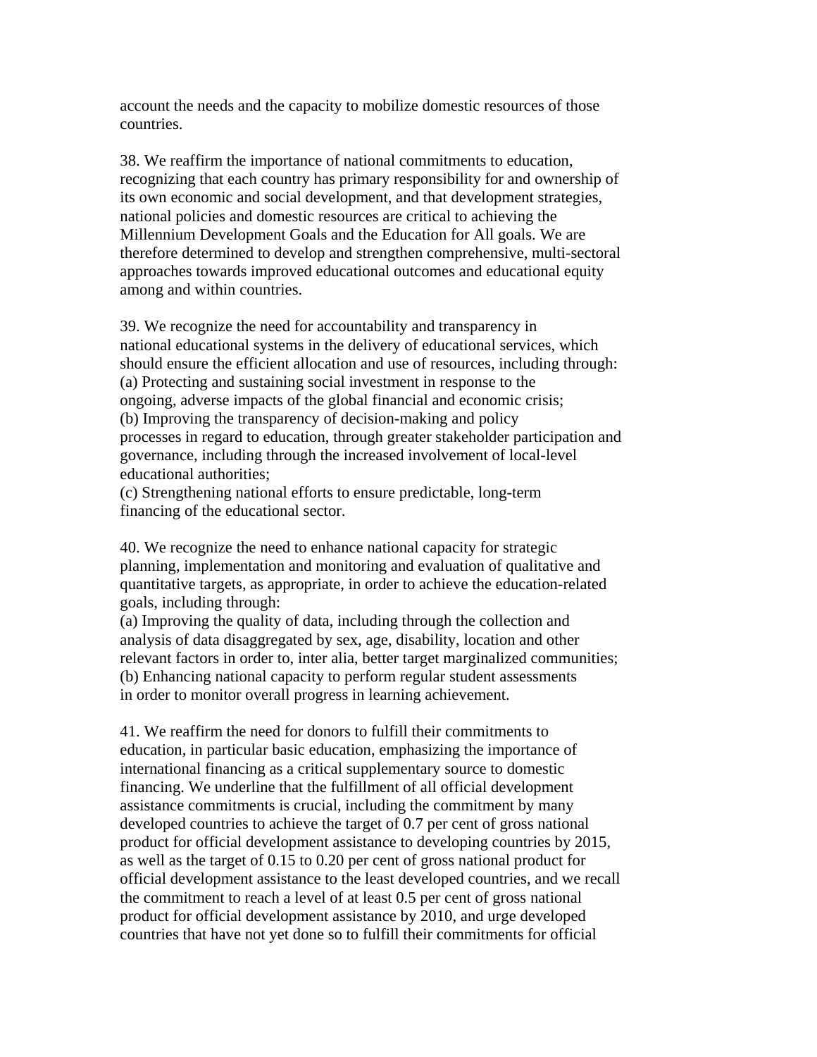account the needs and the capacity to mobilize domestic resources of those countries.

38. We reaffirm the importance of national commitments to education, recognizing that each country has primary responsibility for and ownership of its own economic and social development, and that development strategies, national policies and domestic resources are critical to achieving the Millennium Development Goals and the Education for All goals. We are therefore determined to develop and strengthen comprehensive, multi-sectoral approaches towards improved educational outcomes and educational equity among and within countries.

39. We recognize the need for accountability and transparency in national educational systems in the delivery of educational services, which should ensure the efficient allocation and use of resources, including through:

(a) Protecting and sustaining social investment in response to the ongoing, adverse impacts of the global financial and economic crisis;

(b) Improving the transparency of decision-making and policy processes in regard to education, through greater stakeholder participation and governance, including through the increased involvement of local-level educational authorities;

(c) Strengthening national efforts to ensure predictable, long-term financing of the educational sector.

40. We recognize the need to enhance national capacity for strategic planning, implementation and monitoring and evaluation of qualitative and quantitative targets, as appropriate, in order to achieve the education-related goals, including through:

(a) Improving the quality of data, including through the collection and analysis of data disaggregated by sex, age, disability, location and other relevant factors in order to, inter alia, better target marginalized communities;

(b) Enhancing national capacity to perform regular student assessments in order to monitor overall progress in learning achievement.

41. We reaffirm the need for donors to fulfill their commitments to education, in particular basic education, emphasizing the importance of international financing as a critical supplementary source to domestic financing. We underline that the fulfillment of all official development assistance commitments is crucial, including the commitment by many developed countries to achieve the target of 0.7 per cent of gross national product for official development assistance to developing countries by 2015, as well as the target of 0.15 to 0.20 per cent of gross national product for official development assistance to the least developed countries, and we recall the commitment to reach a level of at least 0.5 per cent of gross national product for official development assistance by 2010, and urge developed countries that have not yet done so to fulfill their commitments for official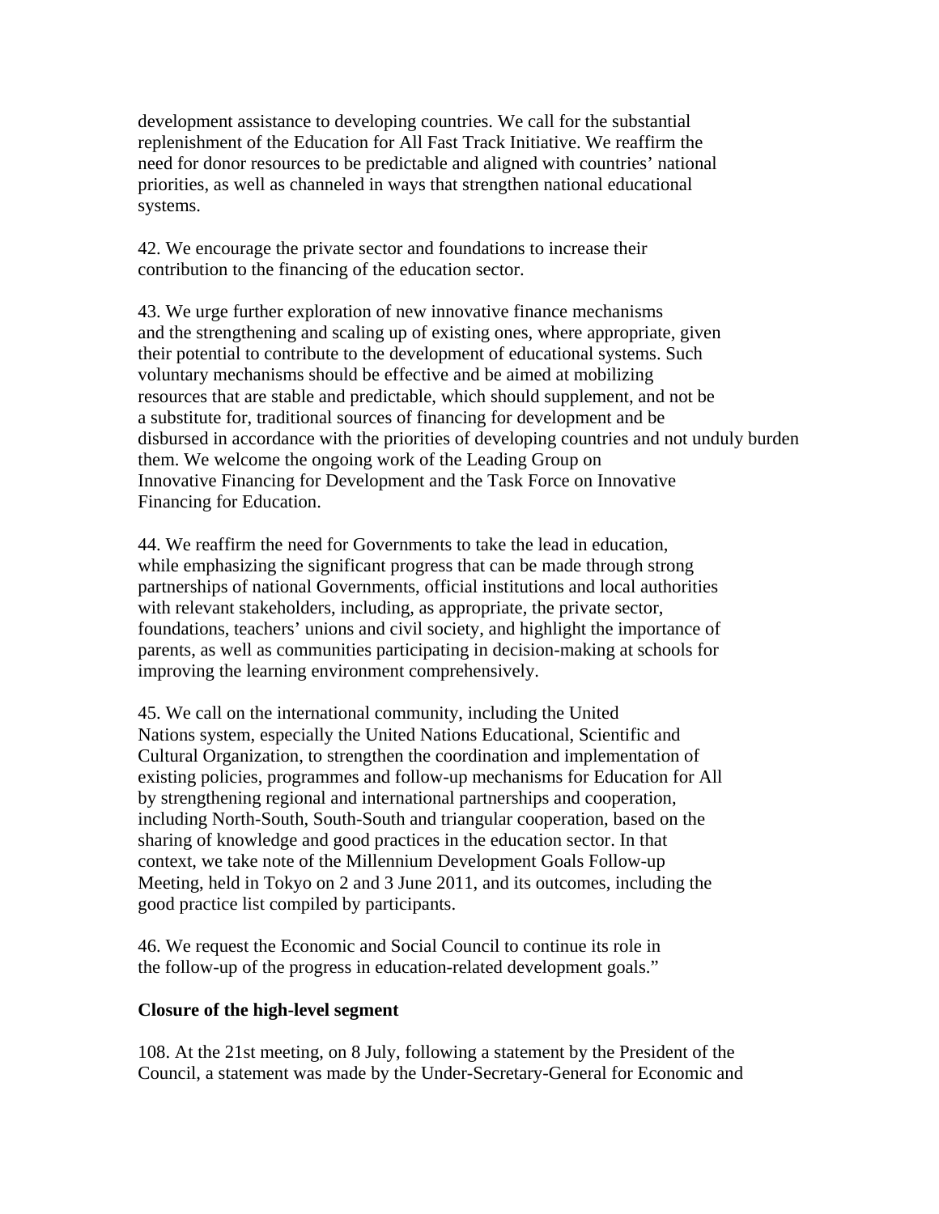development assistance to developing countries. We call for the substantial replenishment of the Education for All Fast Track Initiative. We reaffirm the need for donor resources to be predictable and aligned with countries' national priorities, as well as channeled in ways that strengthen national educational systems.

42. We encourage the private sector and foundations to increase their contribution to the financing of the education sector.

43. We urge further exploration of new innovative finance mechanisms and the strengthening and scaling up of existing ones, where appropriate, given their potential to contribute to the development of educational systems. Such voluntary mechanisms should be effective and be aimed at mobilizing resources that are stable and predictable, which should supplement, and not be a substitute for, traditional sources of financing for development and be disbursed in accordance with the priorities of developing countries and not unduly burden them. We welcome the ongoing work of the Leading Group on Innovative Financing for Development and the Task Force on Innovative Financing for Education.

44. We reaffirm the need for Governments to take the lead in education, while emphasizing the significant progress that can be made through strong partnerships of national Governments, official institutions and local authorities with relevant stakeholders, including, as appropriate, the private sector, foundations, teachers' unions and civil society, and highlight the importance of parents, as well as communities participating in decision-making at schools for improving the learning environment comprehensively.

45. We call on the international community, including the United Nations system, especially the United Nations Educational, Scientific and Cultural Organization, to strengthen the coordination and implementation of existing policies, programmes and follow-up mechanisms for Education for All by strengthening regional and international partnerships and cooperation, including North-South, South-South and triangular cooperation, based on the sharing of knowledge and good practices in the education sector. In that context, we take note of the Millennium Development Goals Follow-up Meeting, held in Tokyo on 2 and 3 June 2011, and its outcomes, including the good practice list compiled by participants.

46. We request the Economic and Social Council to continue its role in the follow-up of the progress in education-related development goals."

**Closure of the high-level segment**

108. At the 21st meeting, on 8 July, following a statement by the President of the Council, a statement was made by the Under-Secretary-General for Economic and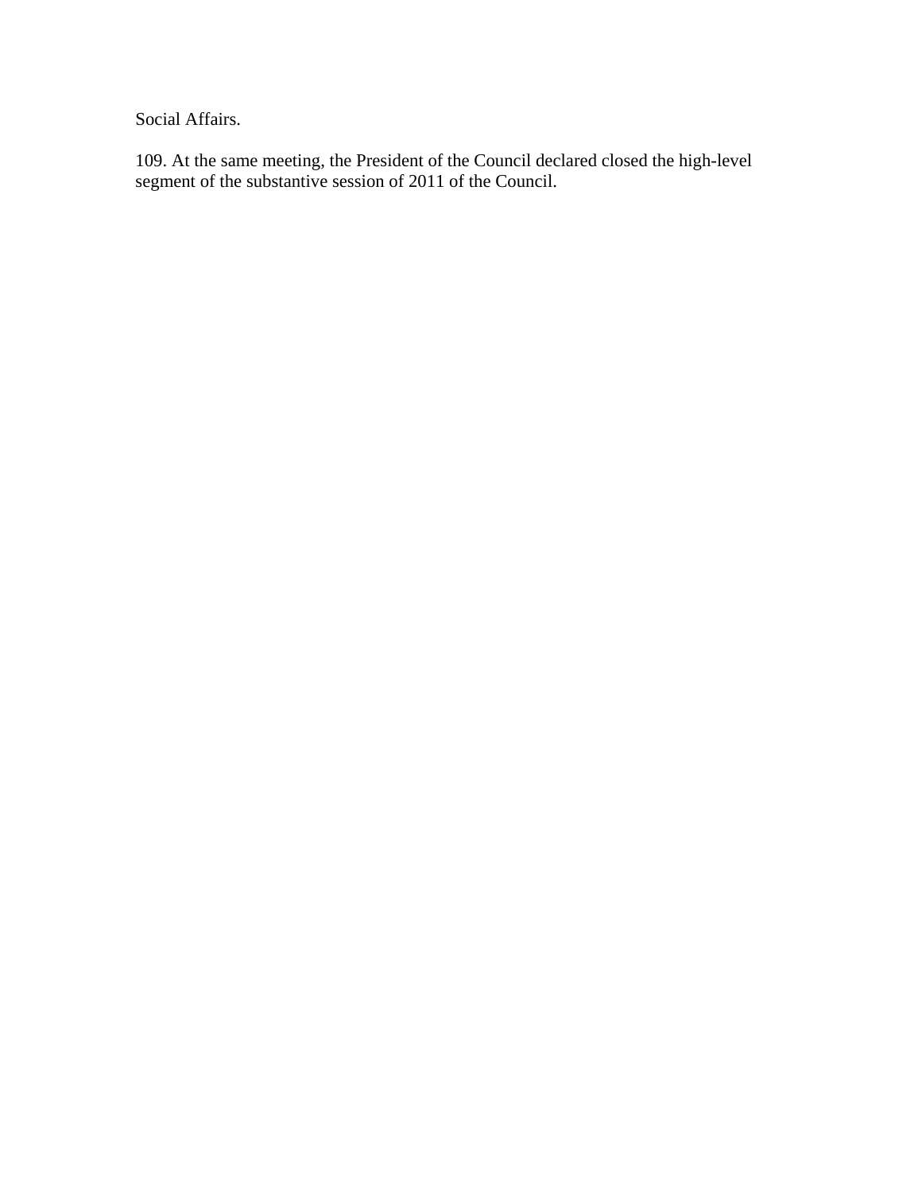Social Affairs.

109. At the same meeting, the President of the Council declared closed the high-level segment of the substantive session of 2011 of the Council.